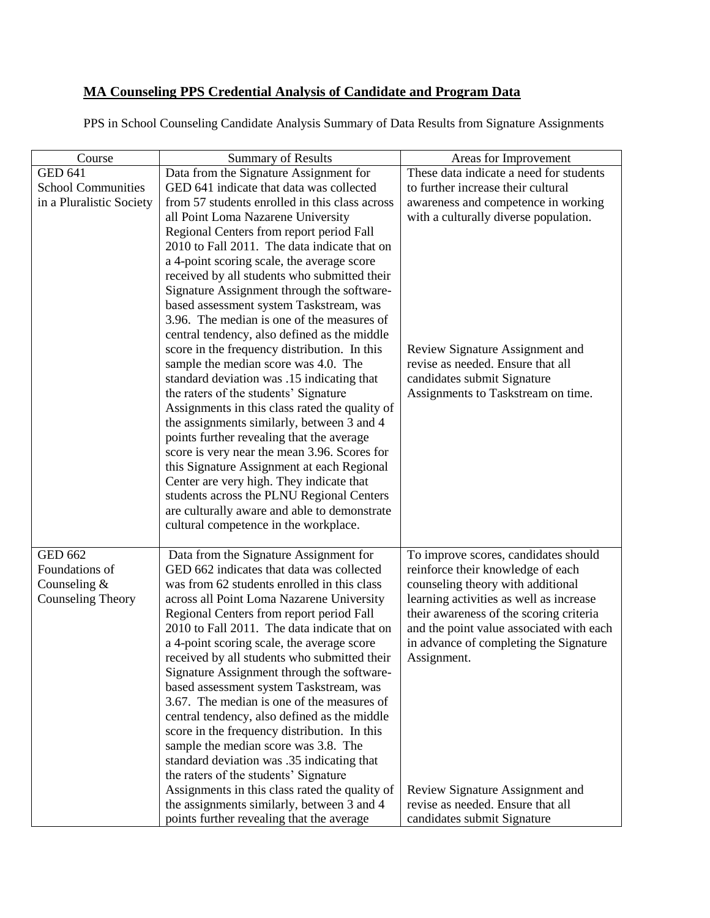## MA Counseling PPS Credential Analysis of Candidate and Program Data

PPS in School Counseling Candidate Analysis Summary of Data Results from Signature Assignments

| Course | Summary of Results | Areas for Improvement |
|---|---|---|
| GED 641 School Communities in a Pluralistic Society | Data from the Signature Assignment for GED 641 indicate that data was collected from 57 students enrolled in this class across all Point Loma Nazarene University Regional Centers from report period Fall 2010 to Fall 2011. The data indicate that on a 4-point scoring scale, the average score received by all students who submitted their Signature Assignment through the software-based assessment system Taskstream, was 3.96. The median is one of the measures of central tendency, also defined as the middle score in the frequency distribution. In this sample the median score was 4.0. The standard deviation was .15 indicating that the raters of the students' Signature Assignments in this class rated the quality of the assignments similarly, between 3 and 4 points further revealing that the average score is very near the mean 3.96. Scores for this Signature Assignment at each Regional Center are very high. They indicate that students across the PLNU Regional Centers are culturally aware and able to demonstrate cultural competence in the workplace. | These data indicate a need for students to further increase their cultural awareness and competence in working with a culturally diverse population.<br><br>Review Signature Assignment and revise as needed. Ensure that all candidates submit Signature Assignments to Taskstream on time. |
| GED 662 Foundations of Counseling & Counseling Theory | Data from the Signature Assignment for GED 662 indicates that data was collected was from 62 students enrolled in this class across all Point Loma Nazarene University Regional Centers from report period Fall 2010 to Fall 2011. The data indicate that on a 4-point scoring scale, the average score received by all students who submitted their Signature Assignment through the software-based assessment system Taskstream, was 3.67. The median is one of the measures of central tendency, also defined as the middle score in the frequency distribution. In this sample the median score was 3.8. The standard deviation was .35 indicating that the raters of the students' Signature Assignments in this class rated the quality of the assignments similarly, between 3 and 4 points further revealing that the average | To improve scores, candidates should reinforce their knowledge of each counseling theory with additional learning activities as well as increase their awareness of the scoring criteria and the point value associated with each in advance of completing the Signature Assignment.<br><br>Review Signature Assignment and revise as needed. Ensure that all candidates submit Signature |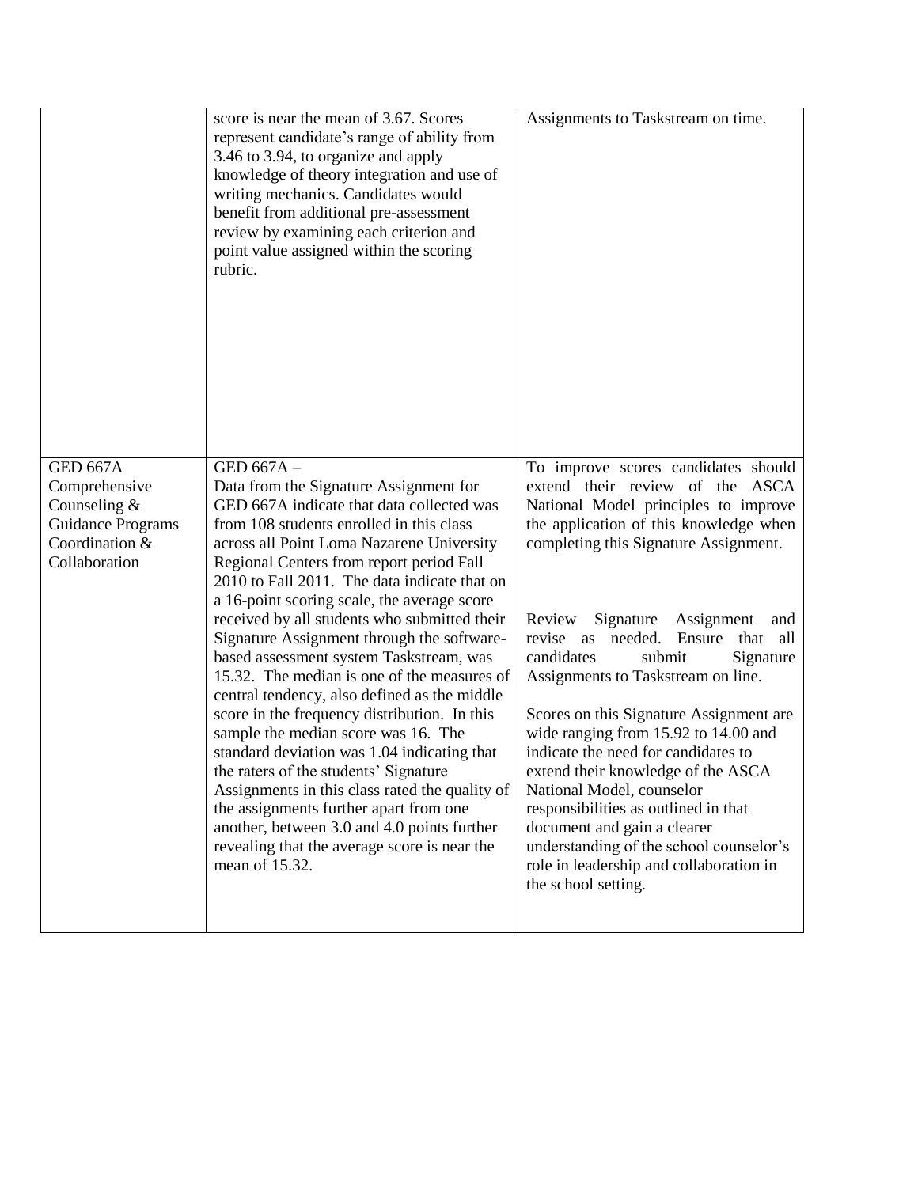| | | |
|---|---|---|
| | score is near the mean of 3.67. Scores represent candidate's range of ability from 3.46 to 3.94, to organize and apply knowledge of theory integration and use of writing mechanics. Candidates would benefit from additional pre-assessment review by examining each criterion and point value assigned within the scoring rubric. | Assignments to Taskstream on time. |
| GED 667A Comprehensive Counseling & Guidance Programs Coordination & Collaboration | GED 667A – Data from the Signature Assignment for GED 667A indicate that data collected was from 108 students enrolled in this class across all Point Loma Nazarene University Regional Centers from report period Fall 2010 to Fall 2011. The data indicate that on a 16-point scoring scale, the average score received by all students who submitted their Signature Assignment through the software-based assessment system Taskstream, was 15.32. The median is one of the measures of central tendency, also defined as the middle score in the frequency distribution. In this sample the median score was 16. The standard deviation was 1.04 indicating that the raters of the students' Signature Assignments in this class rated the quality of the assignments further apart from one another, between 3.0 and 4.0 points further revealing that the average score is near the mean of 15.32. | To improve scores candidates should extend their review of the ASCA National Model principles to improve the application of this knowledge when completing this Signature Assignment.<br><br>Review Signature Assignment and revise as needed. Ensure that all candidates submit Signature Assignments to Taskstream on line.<br><br>Scores on this Signature Assignment are wide ranging from 15.92 to 14.00 and indicate the need for candidates to extend their knowledge of the ASCA National Model, counselor responsibilities as outlined in that document and gain a clearer understanding of the school counselor's role in leadership and collaboration in the school setting. |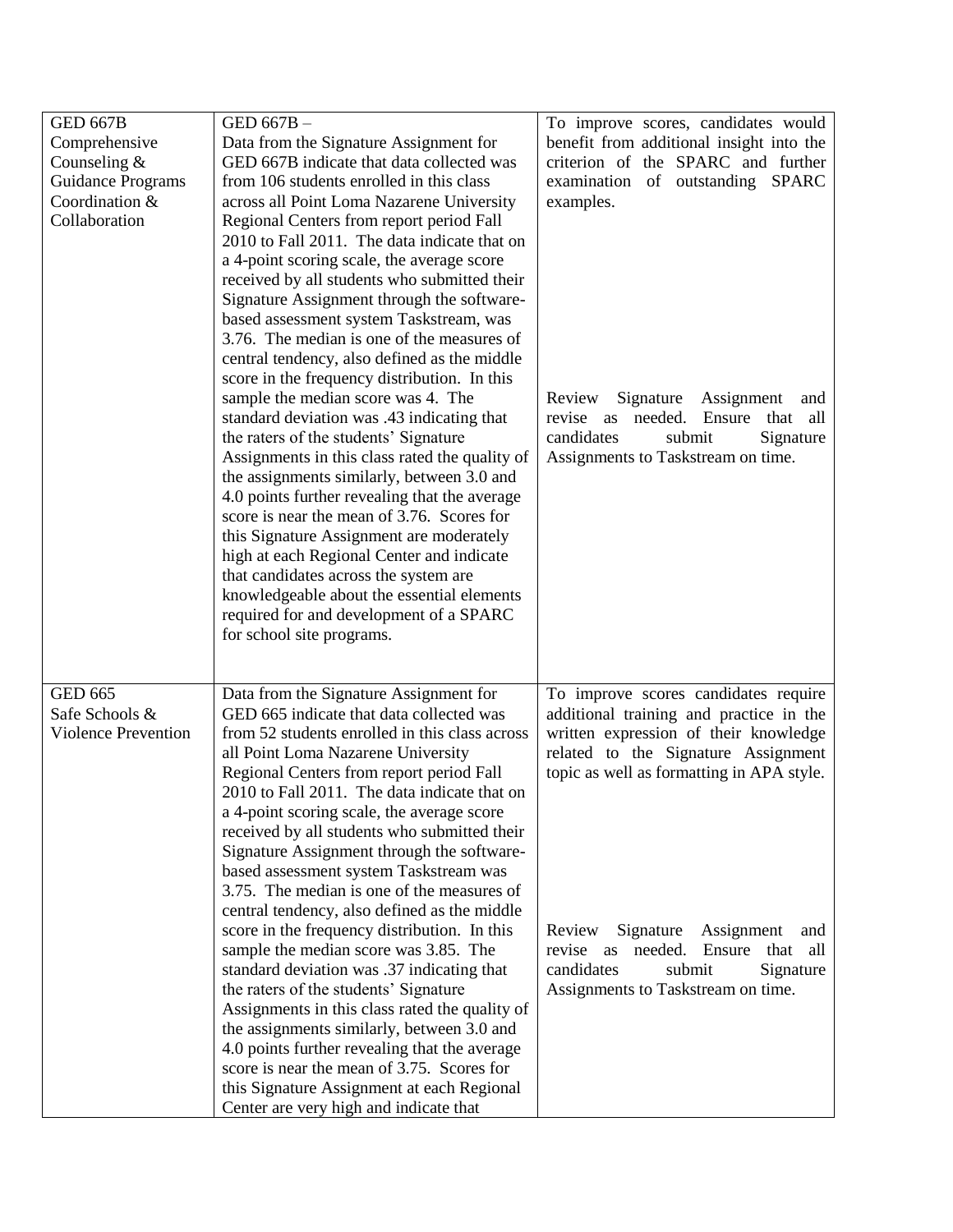| | | |
|---|---|---|
| GED 667B Comprehensive Counseling & Guidance Programs Coordination & Collaboration | GED 667B – Data from the Signature Assignment for GED 667B indicate that data collected was from 106 students enrolled in this class across all Point Loma Nazarene University Regional Centers from report period Fall 2010 to Fall 2011. The data indicate that on a 4-point scoring scale, the average score received by all students who submitted their Signature Assignment through the software-based assessment system Taskstream, was 3.76. The median is one of the measures of central tendency, also defined as the middle score in the frequency distribution. In this sample the median score was 4. The standard deviation was .43 indicating that the raters of the students' Signature Assignments in this class rated the quality of the assignments similarly, between 3.0 and 4.0 points further revealing that the average score is near the mean of 3.76. Scores for this Signature Assignment are moderately high at each Regional Center and indicate that candidates across the system are knowledgeable about the essential elements required for and development of a SPARC for school site programs. | To improve scores, candidates would benefit from additional insight into the criterion of the SPARC and further examination of outstanding SPARC examples.<br><br>Review Signature Assignment and revise as needed. Ensure that all candidates submit Signature Assignments to Taskstream on time. |
| GED 665 Safe Schools & Violence Prevention | Data from the Signature Assignment for GED 665 indicate that data collected was from 52 students enrolled in this class across all Point Loma Nazarene University Regional Centers from report period Fall 2010 to Fall 2011. The data indicate that on a 4-point scoring scale, the average score received by all students who submitted their Signature Assignment through the software-based assessment system Taskstream was 3.75. The median is one of the measures of central tendency, also defined as the middle score in the frequency distribution. In this sample the median score was 3.85. The standard deviation was .37 indicating that the raters of the students' Signature Assignments in this class rated the quality of the assignments similarly, between 3.0 and 4.0 points further revealing that the average score is near the mean of 3.75. Scores for this Signature Assignment at each Regional Center are very high and indicate that | To improve scores candidates require additional training and practice in the written expression of their knowledge related to the Signature Assignment topic as well as formatting in APA style.<br><br>Review Signature Assignment and revise as needed. Ensure that all candidates submit Signature Assignments to Taskstream on time. |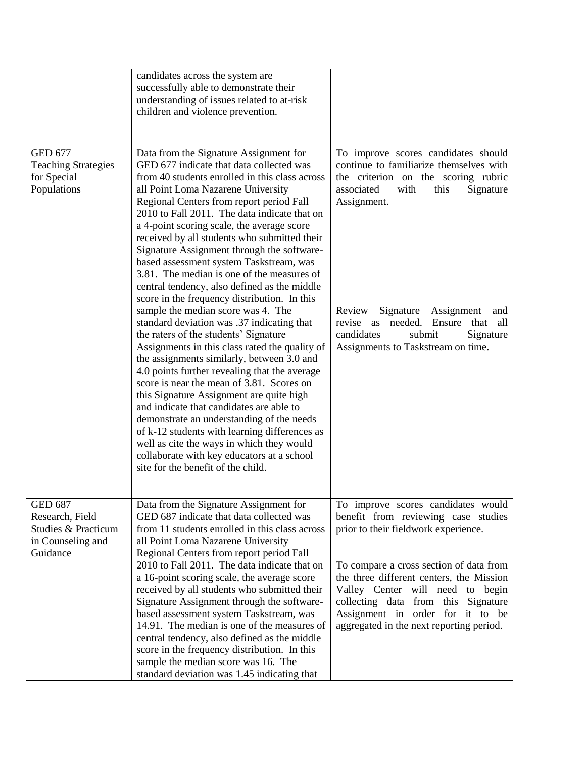| | | |
|---|---|---|
| | candidates across the system are successfully able to demonstrate their understanding of issues related to at-risk children and violence prevention. | |
| GED 677 Teaching Strategies for Special Populations | Data from the Signature Assignment for GED 677 indicate that data collected was from 40 students enrolled in this class across all Point Loma Nazarene University Regional Centers from report period Fall 2010 to Fall 2011. The data indicate that on a 4-point scoring scale, the average score received by all students who submitted their Signature Assignment through the software-based assessment system Taskstream, was 3.81. The median is one of the measures of central tendency, also defined as the middle score in the frequency distribution. In this sample the median score was 4. The standard deviation was .37 indicating that the raters of the students' Signature Assignments in this class rated the quality of the assignments similarly, between 3.0 and 4.0 points further revealing that the average score is near the mean of 3.81. Scores on this Signature Assignment are quite high and indicate that candidates are able to demonstrate an understanding of the needs of k-12 students with learning differences as well as cite the ways in which they would collaborate with key educators at a school site for the benefit of the child. | To improve scores candidates should continue to familiarize themselves with the criterion on the scoring rubric associated with this Signature Assignment.<br><br>Review Signature Assignment and revise as needed. Ensure that all candidates submit Signature Assignments to Taskstream on time. |
| GED 687 Research, Field Studies & Practicum in Counseling and Guidance | Data from the Signature Assignment for GED 687 indicate that data collected was from 11 students enrolled in this class across all Point Loma Nazarene University Regional Centers from report period Fall 2010 to Fall 2011. The data indicate that on a 16-point scoring scale, the average score received by all students who submitted their Signature Assignment through the software-based assessment system Taskstream, was 14.91. The median is one of the measures of central tendency, also defined as the middle score in the frequency distribution. In this sample the median score was 16. The standard deviation was 1.45 indicating that | To improve scores candidates would benefit from reviewing case studies prior to their fieldwork experience.<br><br>To compare a cross section of data from the three different centers, the Mission Valley Center will need to begin collecting data from this Signature Assignment in order for it to be aggregated in the next reporting period. |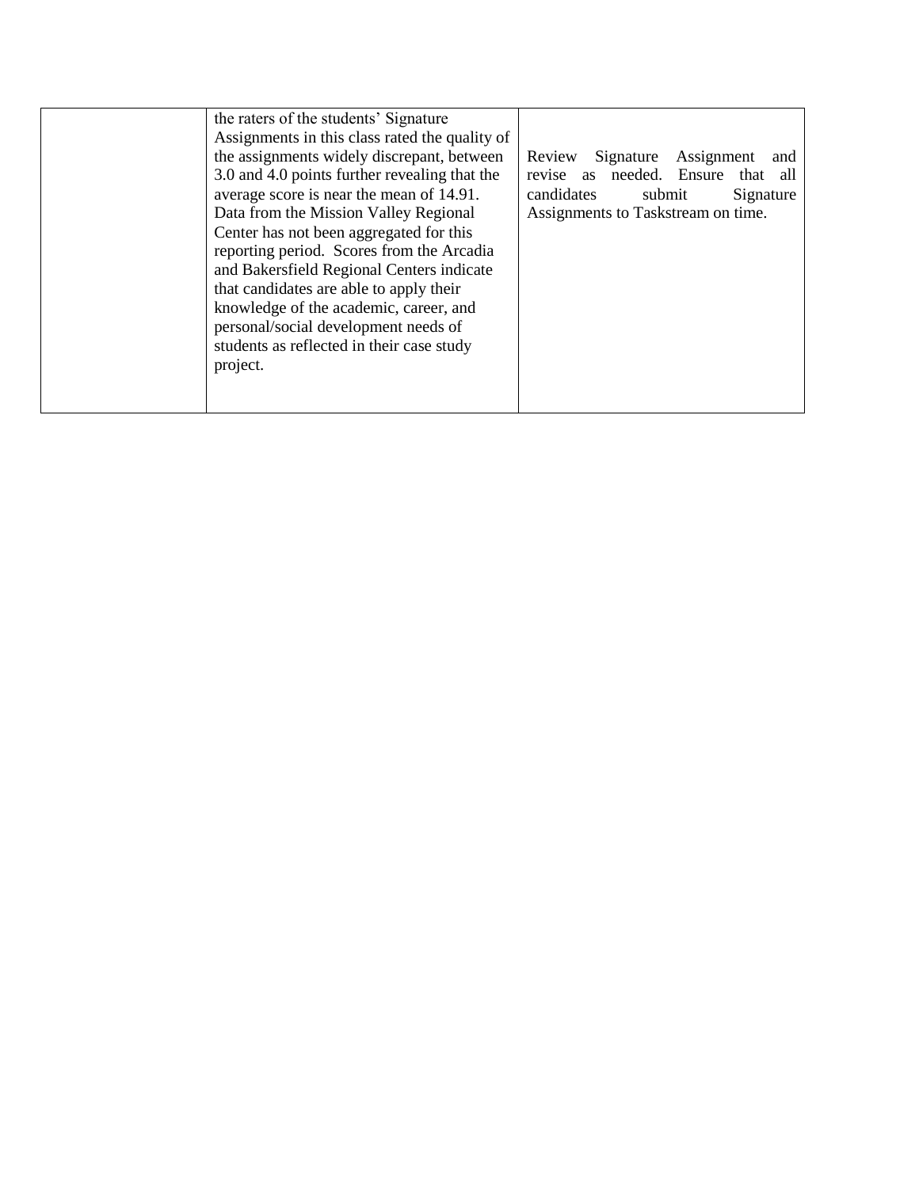|  | the raters of the students' Signature Assignments in this class rated the quality of the assignments widely discrepant, between 3.0 and 4.0 points further revealing that the average score is near the mean of 14.91. Data from the Mission Valley Regional Center has not been aggregated for this reporting period. Scores from the Arcadia and Bakersfield Regional Centers indicate that candidates are able to apply their knowledge of the academic, career, and personal/social development needs of students as reflected in their case study project. | Review Signature Assignment and revise as needed. Ensure that all candidates submit Signature Assignments to Taskstream on time. |
|---|---|---|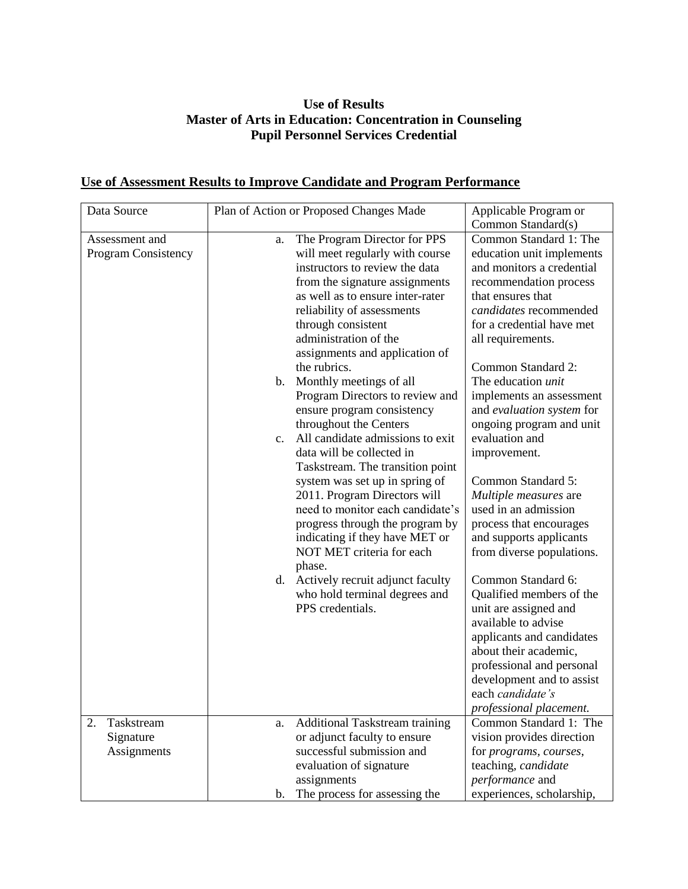**Use of Results**
**Master of Arts in Education: Concentration in Counseling**
**Pupil Personnel Services Credential**

## Use of Assessment Results to Improve Candidate and Program Performance

| Data Source | Plan of Action or Proposed Changes Made | Applicable Program or Common Standard(s) |
|---|---|---|
| Assessment and Program Consistency | a. The Program Director for PPS will meet regularly with course instructors to review the data from the signature assignments as well as to ensure inter-rater reliability of assessments through consistent administration of the assignments and application of the rubrics.<br>b. Monthly meetings of all Program Directors to review and ensure program consistency throughout the Centers<br>c. All candidate admissions to exit data will be collected in Taskstream. The transition point system was set up in spring of 2011. Program Directors will need to monitor each candidate's progress through the program by indicating if they have MET or NOT MET criteria for each phase.<br>d. Actively recruit adjunct faculty who hold terminal degrees and PPS credentials. | Common Standard 1: The education unit implements and monitors a credential recommendation process that ensures that *candidates* recommended for a credential have met all requirements.<br><br>Common Standard 2: The education *unit* implements an assessment and *evaluation system* for ongoing program and unit evaluation and improvement.<br><br>Common Standard 5: *Multiple measures* are used in an admission process that encourages and supports applicants from diverse populations.<br><br>Common Standard 6: Qualified members of the unit are assigned and available to advise applicants and candidates about their academic, professional and personal development and to assist each *candidate's professional placement.* |
| 2. Taskstream Signature Assignments | a. Additional Taskstream training or adjunct faculty to ensure successful submission and evaluation of signature assignments<br>b. The process for assessing the | Common Standard 1: The vision provides direction for *programs*, *courses*, teaching, *candidate performance* and experiences, scholarship, |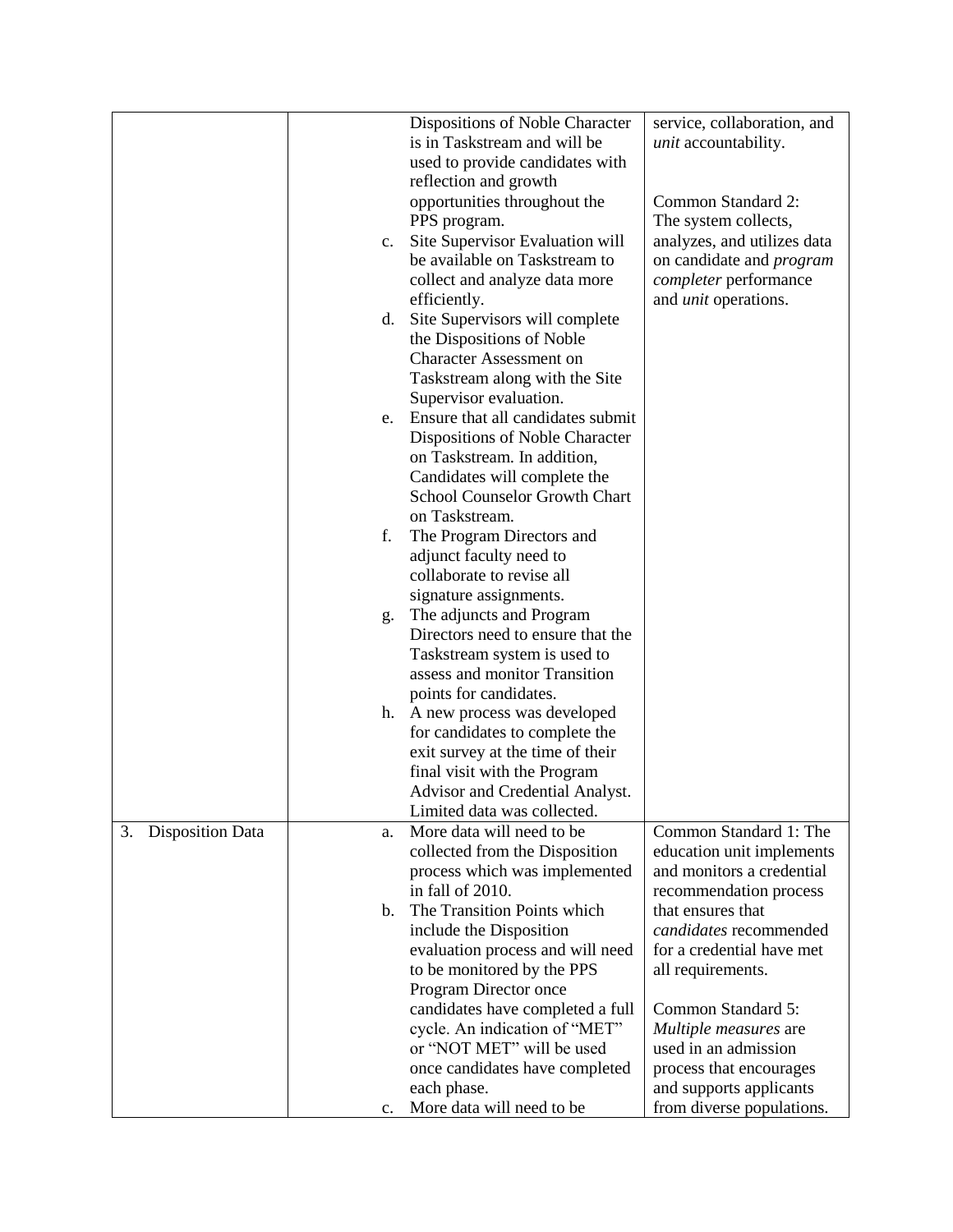| | | | |
|---|---|---|---|
| | | Dispositions of Noble Character is in Taskstream and will be used to provide candidates with reflection and growth opportunities throughout the PPS program.<br>c. Site Supervisor Evaluation will be available on Taskstream to collect and analyze data more efficiently.<br>d. Site Supervisors will complete the Dispositions of Noble Character Assessment on Taskstream along with the Site Supervisor evaluation.<br>e. Ensure that all candidates submit Dispositions of Noble Character on Taskstream. In addition, Candidates will complete the School Counselor Growth Chart on Taskstream.<br>f. The Program Directors and adjunct faculty need to collaborate to revise all signature assignments.<br>g. The adjuncts and Program Directors need to ensure that the Taskstream system is used to assess and monitor Transition points for candidates.<br>h. A new process was developed for candidates to complete the exit survey at the time of their final visit with the Program Advisor and Credential Analyst. Limited data was collected. | service, collaboration, and *unit* accountability.<br><br>Common Standard 2: The system collects, analyzes, and utilizes data on candidate and *program completer* performance and *unit* operations. |
| 3. Disposition Data | | a. More data will need to be collected from the Disposition process which was implemented in fall of 2010.<br>b. The Transition Points which include the Disposition evaluation process and will need to be monitored by the PPS Program Director once candidates have completed a full cycle. An indication of "MET" or "NOT MET" will be used once candidates have completed each phase.<br>c. More data will need to be | Common Standard 1: The education unit implements and monitors a credential recommendation process that ensures that *candidates* recommended for a credential have met all requirements.<br><br>Common Standard 5: *Multiple measures* are used in an admission process that encourages and supports applicants from diverse populations. |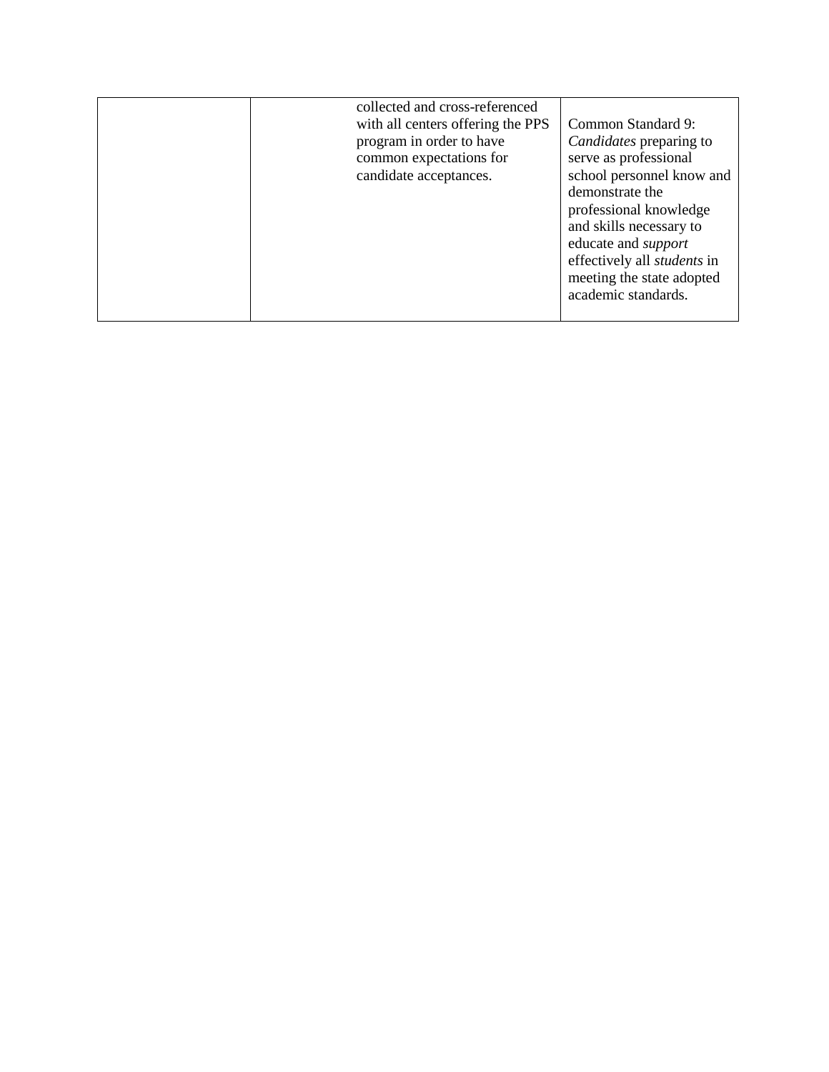| | | | |
|---|---|---|---|
| | | collected and cross-referenced with all centers offering the PPS program in order to have common expectations for candidate acceptances. | Common Standard 9: *Candidates* preparing to serve as professional school personnel know and demonstrate the professional knowledge and skills necessary to educate and *support* effectively all *students* in meeting the state adopted academic standards. |